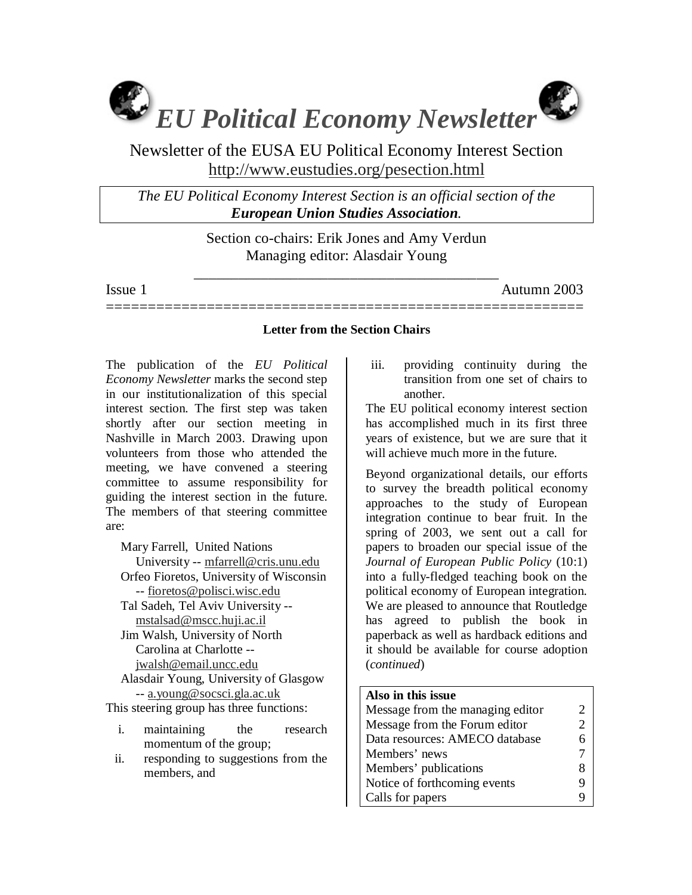# *EU Political Economy Newsletter*

Newsletter of the EUSA EU Political Economy Interest Section
http://www.eustudies.org/pesection.html

*The EU Political Economy Interest Section is an official section of the* ***European Union Studies Association****.*

Section co-chairs: Erik Jones and Amy Verdun
Managing editor: Alasdair Young

Issue 1 — Autumn 2003

## Letter from the Section Chairs

The publication of the *EU Political Economy Newsletter* marks the second step in our institutionalization of this special interest section. The first step was taken shortly after our section meeting in Nashville in March 2003. Drawing upon volunteers from those who attended the meeting, we have convened a steering committee to assume responsibility for guiding the interest section in the future. The members of that steering committee are:

- Mary Farrell, United Nations University -- mfarrell@cris.unu.edu
- Orfeo Fioretos, University of Wisconsin -- fioretos@polisci.wisc.edu
- Tal Sadeh, Tel Aviv University -- mstalsad@mscc.huji.ac.il
- Jim Walsh, University of North Carolina at Charlotte -- jwalsh@email.uncc.edu
- Alasdair Young, University of Glasgow -- a.young@socsci.gla.ac.uk

This steering group has three functions:

i. maintaining the research momentum of the group;
ii. responding to suggestions from the members, and
iii. providing continuity during the transition from one set of chairs to another.

The EU political economy interest section has accomplished much in its first three years of existence, but we are sure that it will achieve much more in the future.

Beyond organizational details, our efforts to survey the breadth political economy approaches to the study of European integration continue to bear fruit. In the spring of 2003, we sent out a call for papers to broaden our special issue of the *Journal of European Public Policy* (10:1) into a fully-fledged teaching book on the political economy of European integration. We are pleased to announce that Routledge has agreed to publish the book in paperback as well as hardback editions and it should be available for course adoption (*continued*)

| Also in this issue | |
|---|---|
| Message from the managing editor | 2 |
| Message from the Forum editor | 2 |
| Data resources: AMECO database | 6 |
| Members' news | 7 |
| Members' publications | 8 |
| Notice of forthcoming events | 9 |
| Calls for papers | 9 |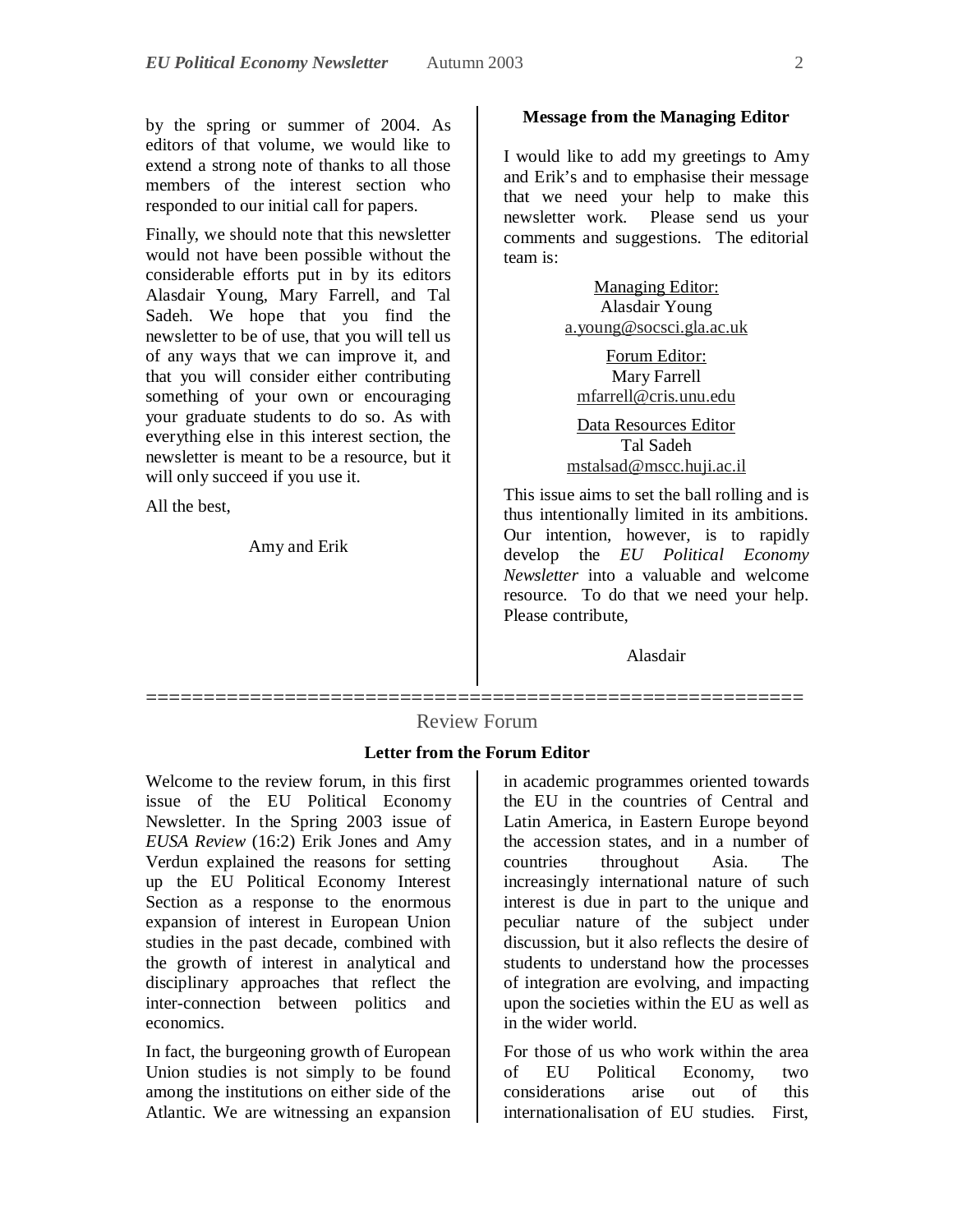by the spring or summer of 2004. As editors of that volume, we would like to extend a strong note of thanks to all those members of the interest section who responded to our initial call for papers.

Finally, we should note that this newsletter would not have been possible without the considerable efforts put in by its editors Alasdair Young, Mary Farrell, and Tal Sadeh. We hope that you find the newsletter to be of use, that you will tell us of any ways that we can improve it, and that you will consider either contributing something of your own or encouraging your graduate students to do so. As with everything else in this interest section, the newsletter is meant to be a resource, but it will only succeed if you use it.

All the best,

Amy and Erik

### Message from the Managing Editor

I would like to add my greetings to Amy and Erik's and to emphasise their message that we need your help to make this newsletter work. Please send us your comments and suggestions. The editorial team is:

Managing Editor:
Alasdair Young
a.young@socsci.gla.ac.uk

Forum Editor:
Mary Farrell
mfarrell@cris.unu.edu

Data Resources Editor
Tal Sadeh
mstalsad@mscc.huji.ac.il

This issue aims to set the ball rolling and is thus intentionally limited in its ambitions. Our intention, however, is to rapidly develop the *EU Political Economy Newsletter* into a valuable and welcome resource. To do that we need your help. Please contribute,

Alasdair

---

## Review Forum

### Letter from the Forum Editor

Welcome to the review forum, in this first issue of the EU Political Economy Newsletter. In the Spring 2003 issue of *EUSA Review* (16:2) Erik Jones and Amy Verdun explained the reasons for setting up the EU Political Economy Interest Section as a response to the enormous expansion of interest in European Union studies in the past decade, combined with the growth of interest in analytical and disciplinary approaches that reflect the inter-connection between politics and economics.

In fact, the burgeoning growth of European Union studies is not simply to be found among the institutions on either side of the Atlantic. We are witnessing an expansion in academic programmes oriented towards the EU in the countries of Central and Latin America, in Eastern Europe beyond the accession states, and in a number of countries throughout Asia. The increasingly international nature of such interest is due in part to the unique and peculiar nature of the subject under discussion, but it also reflects the desire of students to understand how the processes of integration are evolving, and impacting upon the societies within the EU as well as in the wider world.

For those of us who work within the area of EU Political Economy, two considerations arise out of this internationalisation of EU studies. First,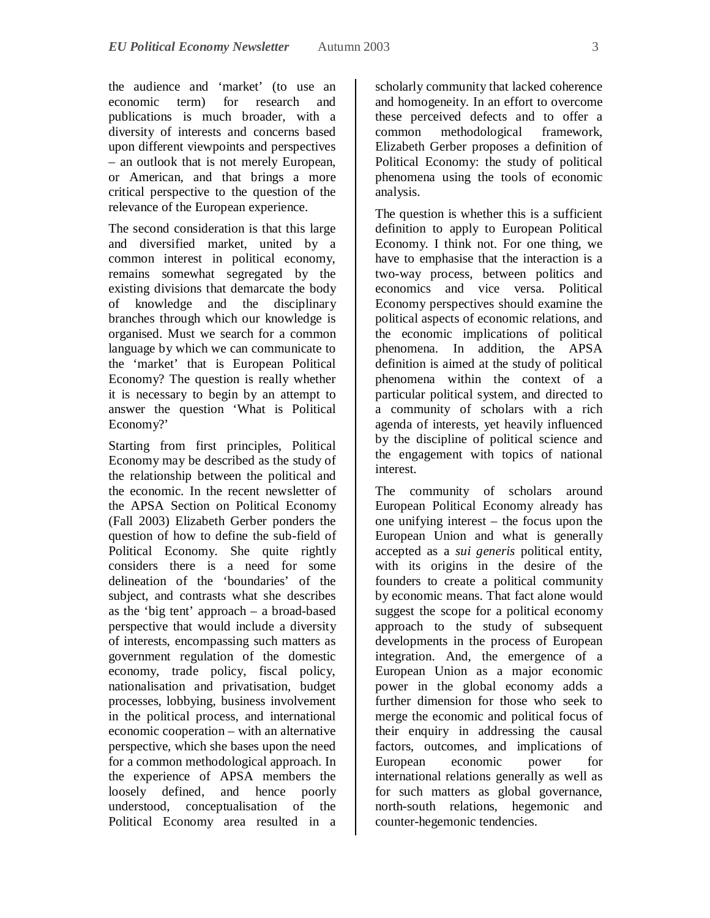the audience and 'market' (to use an economic term) for research and publications is much broader, with a diversity of interests and concerns based upon different viewpoints and perspectives – an outlook that is not merely European, or American, and that brings a more critical perspective to the question of the relevance of the European experience.

The second consideration is that this large and diversified market, united by a common interest in political economy, remains somewhat segregated by the existing divisions that demarcate the body of knowledge and the disciplinary branches through which our knowledge is organised. Must we search for a common language by which we can communicate to the 'market' that is European Political Economy? The question is really whether it is necessary to begin by an attempt to answer the question 'What is Political Economy?'

Starting from first principles, Political Economy may be described as the study of the relationship between the political and the economic. In the recent newsletter of the APSA Section on Political Economy (Fall 2003) Elizabeth Gerber ponders the question of how to define the sub-field of Political Economy. She quite rightly considers there is a need for some delineation of the 'boundaries' of the subject, and contrasts what she describes as the 'big tent' approach – a broad-based perspective that would include a diversity of interests, encompassing such matters as government regulation of the domestic economy, trade policy, fiscal policy, nationalisation and privatisation, budget processes, lobbying, business involvement in the political process, and international economic cooperation – with an alternative perspective, which she bases upon the need for a common methodological approach. In the experience of APSA members the loosely defined, and hence poorly understood, conceptualisation of the Political Economy area resulted in a scholarly community that lacked coherence and homogeneity. In an effort to overcome these perceived defects and to offer a common methodological framework, Elizabeth Gerber proposes a definition of Political Economy: the study of political phenomena using the tools of economic analysis.

The question is whether this is a sufficient definition to apply to European Political Economy. I think not. For one thing, we have to emphasise that the interaction is a two-way process, between politics and economics and vice versa. Political Economy perspectives should examine the political aspects of economic relations, and the economic implications of political phenomena. In addition, the APSA definition is aimed at the study of political phenomena within the context of a particular political system, and directed to a community of scholars with a rich agenda of interests, yet heavily influenced by the discipline of political science and the engagement with topics of national interest.

The community of scholars around European Political Economy already has one unifying interest – the focus upon the European Union and what is generally accepted as a *sui generis* political entity, with its origins in the desire of the founders to create a political community by economic means. That fact alone would suggest the scope for a political economy approach to the study of subsequent developments in the process of European integration. And, the emergence of a European Union as a major economic power in the global economy adds a further dimension for those who seek to merge the economic and political focus of their enquiry in addressing the causal factors, outcomes, and implications of European economic power for international relations generally as well as for such matters as global governance, north-south relations, hegemonic and counter-hegemonic tendencies.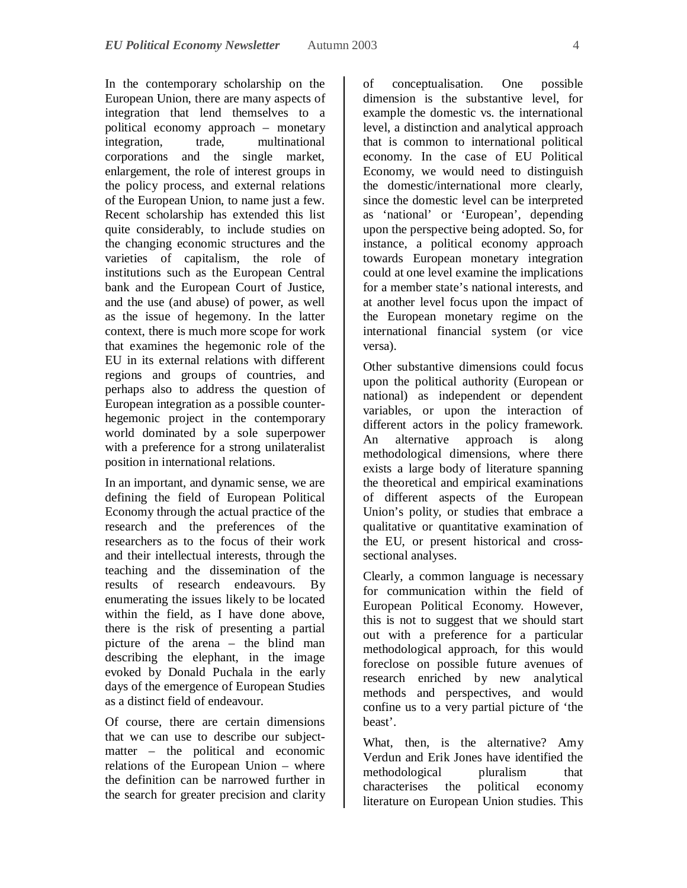In the contemporary scholarship on the European Union, there are many aspects of integration that lend themselves to a political economy approach – monetary integration, trade, multinational corporations and the single market, enlargement, the role of interest groups in the policy process, and external relations of the European Union, to name just a few. Recent scholarship has extended this list quite considerably, to include studies on the changing economic structures and the varieties of capitalism, the role of institutions such as the European Central bank and the European Court of Justice, and the use (and abuse) of power, as well as the issue of hegemony. In the latter context, there is much more scope for work that examines the hegemonic role of the EU in its external relations with different regions and groups of countries, and perhaps also to address the question of European integration as a possible counter-hegemonic project in the contemporary world dominated by a sole superpower with a preference for a strong unilateralist position in international relations.

In an important, and dynamic sense, we are defining the field of European Political Economy through the actual practice of the research and the preferences of the researchers as to the focus of their work and their intellectual interests, through the teaching and the dissemination of the results of research endeavours. By enumerating the issues likely to be located within the field, as I have done above, there is the risk of presenting a partial picture of the arena – the blind man describing the elephant, in the image evoked by Donald Puchala in the early days of the emergence of European Studies as a distinct field of endeavour.

Of course, there are certain dimensions that we can use to describe our subject-matter – the political and economic relations of the European Union – where the definition can be narrowed further in the search for greater precision and clarity of conceptualisation. One possible dimension is the substantive level, for example the domestic vs. the international level, a distinction and analytical approach that is common to international political economy. In the case of EU Political Economy, we would need to distinguish the domestic/international more clearly, since the domestic level can be interpreted as 'national' or 'European', depending upon the perspective being adopted. So, for instance, a political economy approach towards European monetary integration could at one level examine the implications for a member state's national interests, and at another level focus upon the impact of the European monetary regime on the international financial system (or vice versa).

Other substantive dimensions could focus upon the political authority (European or national) as independent or dependent variables, or upon the interaction of different actors in the policy framework. An alternative approach is along methodological dimensions, where there exists a large body of literature spanning the theoretical and empirical examinations of different aspects of the European Union's polity, or studies that embrace a qualitative or quantitative examination of the EU, or present historical and cross-sectional analyses.

Clearly, a common language is necessary for communication within the field of European Political Economy. However, this is not to suggest that we should start out with a preference for a particular methodological approach, for this would foreclose on possible future avenues of research enriched by new analytical methods and perspectives, and would confine us to a very partial picture of 'the beast'.

What, then, is the alternative? Amy Verdun and Erik Jones have identified the methodological pluralism that characterises the political economy literature on European Union studies. This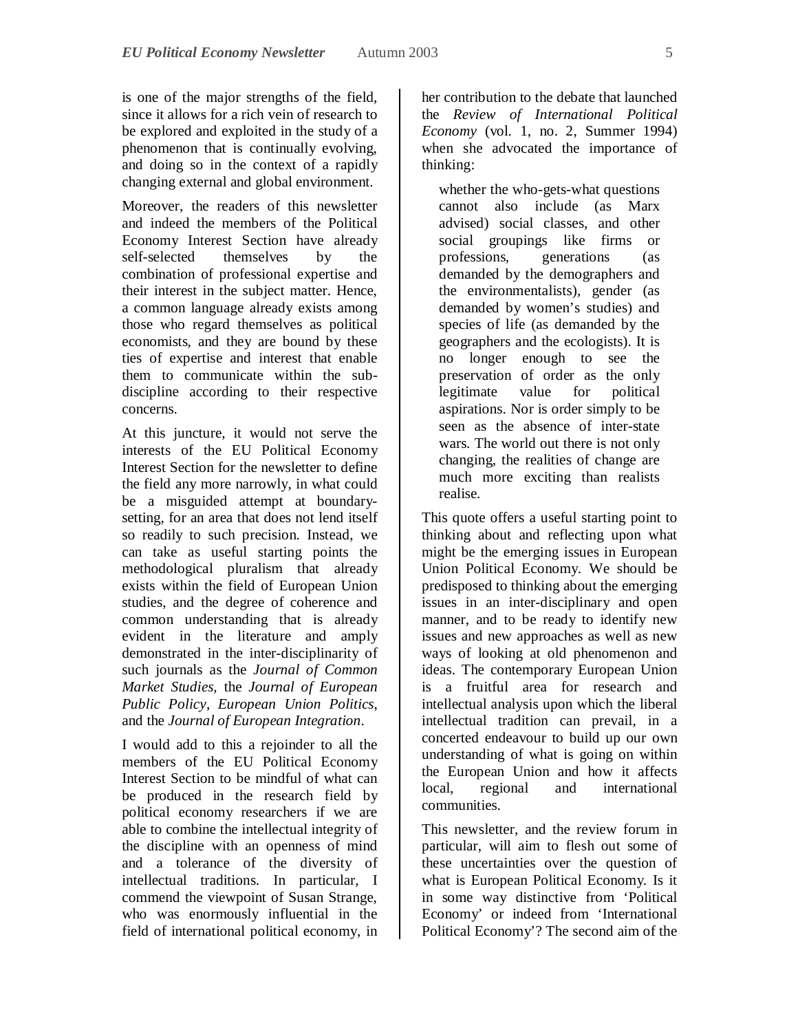is one of the major strengths of the field, since it allows for a rich vein of research to be explored and exploited in the study of a phenomenon that is continually evolving, and doing so in the context of a rapidly changing external and global environment.

Moreover, the readers of this newsletter and indeed the members of the Political Economy Interest Section have already self-selected themselves by the combination of professional expertise and their interest in the subject matter. Hence, a common language already exists among those who regard themselves as political economists, and they are bound by these ties of expertise and interest that enable them to communicate within the sub-discipline according to their respective concerns.

At this juncture, it would not serve the interests of the EU Political Economy Interest Section for the newsletter to define the field any more narrowly, in what could be a misguided attempt at boundary-setting, for an area that does not lend itself so readily to such precision. Instead, we can take as useful starting points the methodological pluralism that already exists within the field of European Union studies, and the degree of coherence and common understanding that is already evident in the literature and amply demonstrated in the inter-disciplinarity of such journals as the *Journal of Common Market Studies*, the *Journal of European Public Policy*, *European Union Politics*, and the *Journal of European Integration*.

I would add to this a rejoinder to all the members of the EU Political Economy Interest Section to be mindful of what can be produced in the research field by political economy researchers if we are able to combine the intellectual integrity of the discipline with an openness of mind and a tolerance of the diversity of intellectual traditions. In particular, I commend the viewpoint of Susan Strange, who was enormously influential in the field of international political economy, in her contribution to the debate that launched the *Review of International Political Economy* (vol. 1, no. 2, Summer 1994) when she advocated the importance of thinking:

> whether the who-gets-what questions cannot also include (as Marx advised) social classes, and other social groupings like firms or professions, generations (as demanded by the demographers and the environmentalists), gender (as demanded by women's studies) and species of life (as demanded by the geographers and the ecologists). It is no longer enough to see the preservation of order as the only legitimate value for political aspirations. Nor is order simply to be seen as the absence of inter-state wars. The world out there is not only changing, the realities of change are much more exciting than realists realise.

This quote offers a useful starting point to thinking about and reflecting upon what might be the emerging issues in European Union Political Economy. We should be predisposed to thinking about the emerging issues in an inter-disciplinary and open manner, and to be ready to identify new issues and new approaches as well as new ways of looking at old phenomenon and ideas. The contemporary European Union is a fruitful area for research and intellectual analysis upon which the liberal intellectual tradition can prevail, in a concerted endeavour to build up our own understanding of what is going on within the European Union and how it affects local, regional and international communities.

This newsletter, and the review forum in particular, will aim to flesh out some of these uncertainties over the question of what is European Political Economy. Is it in some way distinctive from 'Political Economy' or indeed from 'International Political Economy'? The second aim of the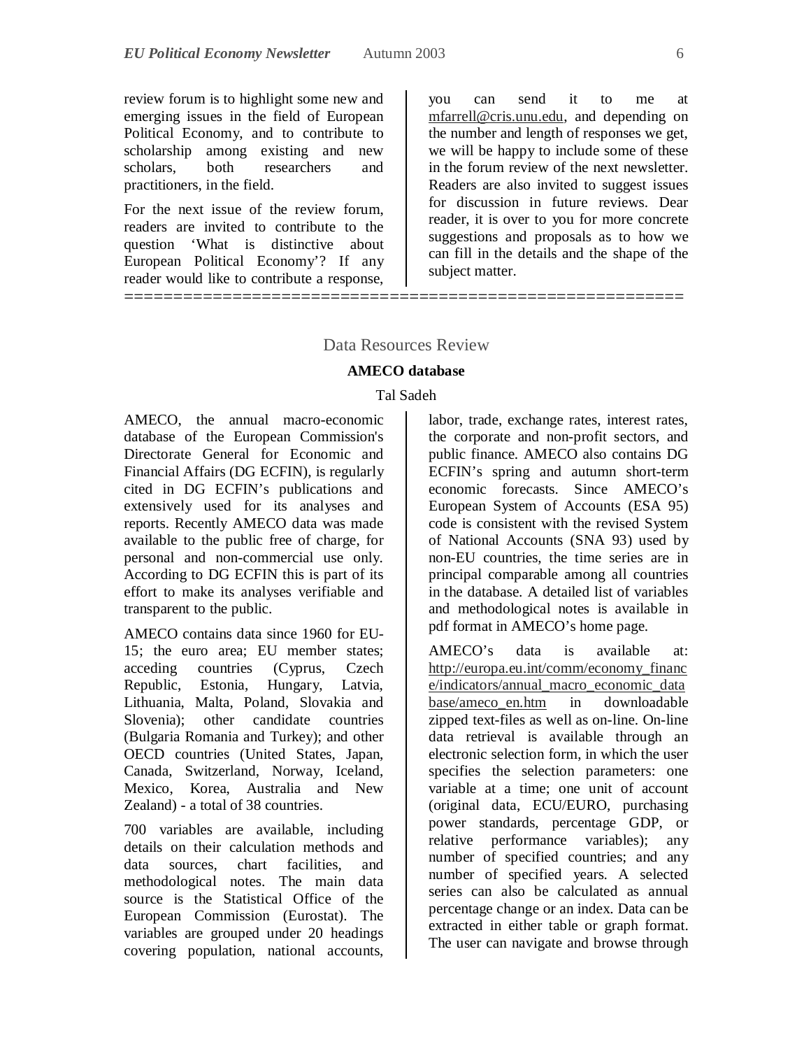review forum is to highlight some new and emerging issues in the field of European Political Economy, and to contribute to scholarship among existing and new scholars, both researchers and practitioners, in the field.

For the next issue of the review forum, readers are invited to contribute to the question 'What is distinctive about European Political Economy'? If any reader would like to contribute a response, you can send it to me at mfarrell@cris.unu.edu, and depending on the number and length of responses we get, we will be happy to include some of these in the forum review of the next newsletter. Readers are also invited to suggest issues for discussion in future reviews. Dear reader, it is over to you for more concrete suggestions and proposals as to how we can fill in the details and the shape of the subject matter.

========================================================

## Data Resources Review

### AMECO database

Tal Sadeh

AMECO, the annual macro-economic database of the European Commission's Directorate General for Economic and Financial Affairs (DG ECFIN), is regularly cited in DG ECFIN's publications and extensively used for its analyses and reports. Recently AMECO data was made available to the public free of charge, for personal and non-commercial use only. According to DG ECFIN this is part of its effort to make its analyses verifiable and transparent to the public.

AMECO contains data since 1960 for EU-15; the euro area; EU member states; acceding countries (Cyprus, Czech Republic, Estonia, Hungary, Latvia, Lithuania, Malta, Poland, Slovakia and Slovenia); other candidate countries (Bulgaria Romania and Turkey); and other OECD countries (United States, Japan, Canada, Switzerland, Norway, Iceland, Mexico, Korea, Australia and New Zealand) - a total of 38 countries.

700 variables are available, including details on their calculation methods and data sources, chart facilities, and methodological notes. The main data source is the Statistical Office of the European Commission (Eurostat). The variables are grouped under 20 headings covering population, national accounts, labor, trade, exchange rates, interest rates, the corporate and non-profit sectors, and public finance. AMECO also contains DG ECFIN's spring and autumn short-term economic forecasts. Since AMECO's European System of Accounts (ESA 95) code is consistent with the revised System of National Accounts (SNA 93) used by non-EU countries, the time series are in principal comparable among all countries in the database. A detailed list of variables and methodological notes is available in pdf format in AMECO's home page.

AMECO's data is available at: http://europa.eu.int/comm/economy_finance/indicators/annual_macro_economic_database/ameco_en.htm in downloadable zipped text-files as well as on-line. On-line data retrieval is available through an electronic selection form, in which the user specifies the selection parameters: one variable at a time; one unit of account (original data, ECU/EURO, purchasing power standards, percentage GDP, or relative performance variables); any number of specified countries; and any number of specified years. A selected series can also be calculated as annual percentage change or an index. Data can be extracted in either table or graph format. The user can navigate and browse through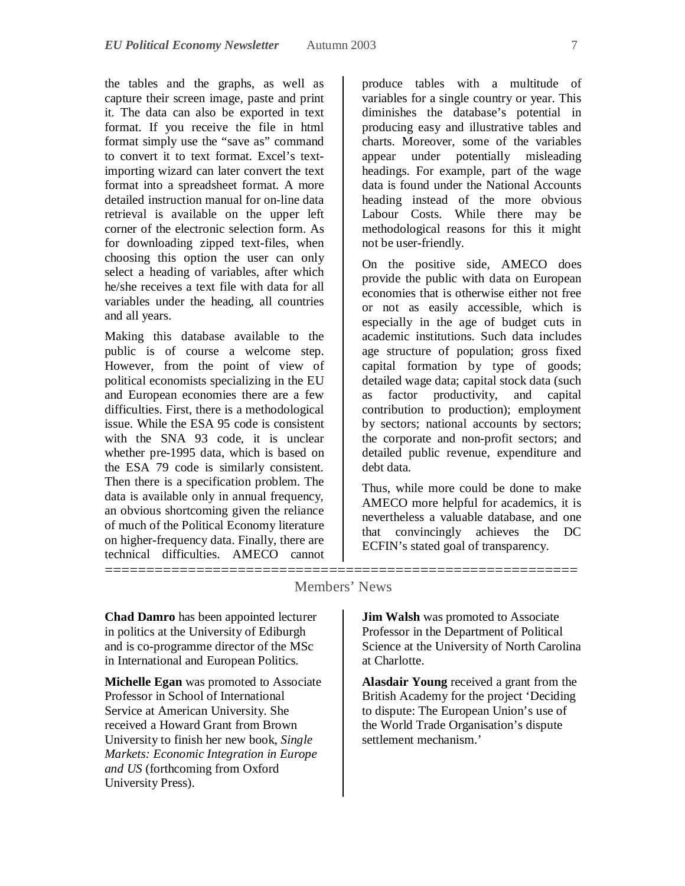the tables and the graphs, as well as capture their screen image, paste and print it. The data can also be exported in text format. If you receive the file in html format simply use the "save as" command to convert it to text format. Excel's text-importing wizard can later convert the text format into a spreadsheet format. A more detailed instruction manual for on-line data retrieval is available on the upper left corner of the electronic selection form. As for downloading zipped text-files, when choosing this option the user can only select a heading of variables, after which he/she receives a text file with data for all variables under the heading, all countries and all years.

Making this database available to the public is of course a welcome step. However, from the point of view of political economists specializing in the EU and European economies there are a few difficulties. First, there is a methodological issue. While the ESA 95 code is consistent with the SNA 93 code, it is unclear whether pre-1995 data, which is based on the ESA 79 code is similarly consistent. Then there is a specification problem. The data is available only in annual frequency, an obvious shortcoming given the reliance of much of the Political Economy literature on higher-frequency data. Finally, there are technical difficulties. AMECO cannot produce tables with a multitude of variables for a single country or year. This diminishes the database's potential in producing easy and illustrative tables and charts. Moreover, some of the variables appear under potentially misleading headings. For example, part of the wage data is found under the National Accounts heading instead of the more obvious Labour Costs. While there may be methodological reasons for this it might not be user-friendly.

On the positive side, AMECO does provide the public with data on European economies that is otherwise either not free or not as easily accessible, which is especially in the age of budget cuts in academic institutions. Such data includes age structure of population; gross fixed capital formation by type of goods; detailed wage data; capital stock data (such as factor productivity, and capital contribution to production); employment by sectors; national accounts by sectors; the corporate and non-profit sectors; and detailed public revenue, expenditure and debt data.

Thus, while more could be done to make AMECO more helpful for academics, it is nevertheless a valuable database, and one that convincingly achieves the DC ECFIN's stated goal of transparency.

## Members' News

**Chad Damro** has been appointed lecturer in politics at the University of Ediburgh and is co-programme director of the MSc in International and European Politics.

**Michelle Egan** was promoted to Associate Professor in School of International Service at American University. She received a Howard Grant from Brown University to finish her new book, *Single Markets: Economic Integration in Europe and US* (forthcoming from Oxford University Press).

**Jim Walsh** was promoted to Associate Professor in the Department of Political Science at the University of North Carolina at Charlotte.

**Alasdair Young** received a grant from the British Academy for the project 'Deciding to dispute: The European Union's use of the World Trade Organisation's dispute settlement mechanism.'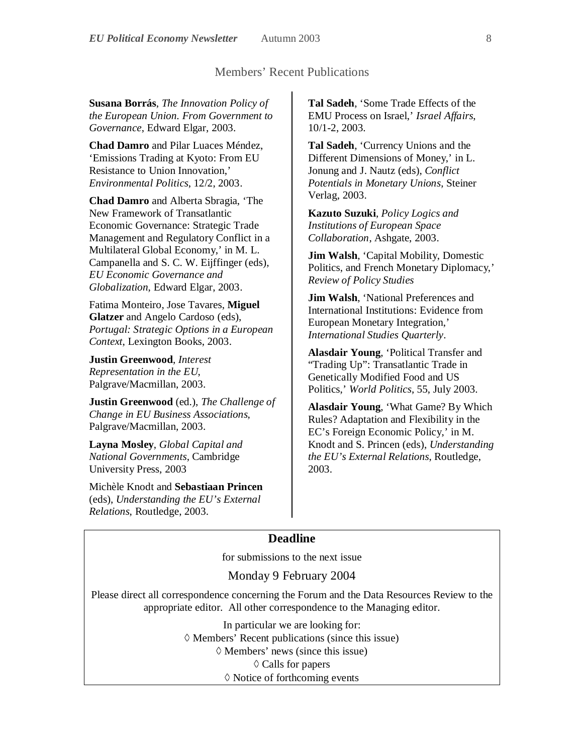## Members' Recent Publications

**Susana Borrás**, *The Innovation Policy of the European Union. From Government to Governance*, Edward Elgar, 2003.

**Chad Damro** and Pilar Luaces Méndez, 'Emissions Trading at Kyoto: From EU Resistance to Union Innovation,' *Environmental Politics*, 12/2, 2003.

**Chad Damro** and Alberta Sbragia, 'The New Framework of Transatlantic Economic Governance: Strategic Trade Management and Regulatory Conflict in a Multilateral Global Economy,' in M. L. Campanella and S. C. W. Eijffinger (eds), *EU Economic Governance and Globalization*, Edward Elgar, 2003.

Fatima Monteiro, Jose Tavares, **Miguel Glatzer** and Angelo Cardoso (eds), *Portugal: Strategic Options in a European Context*, Lexington Books, 2003.

**Justin Greenwood**, *Interest Representation in the EU*, Palgrave/Macmillan, 2003.

**Justin Greenwood** (ed.), *The Challenge of Change in EU Business Associations*, Palgrave/Macmillan, 2003.

**Layna Mosley**, *Global Capital and National Governments*, Cambridge University Press, 2003

Michèle Knodt and **Sebastiaan Princen** (eds), *Understanding the EU's External Relations*, Routledge, 2003.

**Tal Sadeh**, 'Some Trade Effects of the EMU Process on Israel,' *Israel Affairs*, 10/1-2, 2003.

**Tal Sadeh**, 'Currency Unions and the Different Dimensions of Money,' in L. Jonung and J. Nautz (eds), *Conflict Potentials in Monetary Unions*, Steiner Verlag, 2003.

**Kazuto Suzuki**, *Policy Logics and Institutions of European Space Collaboration*, Ashgate, 2003.

**Jim Walsh**, 'Capital Mobility, Domestic Politics, and French Monetary Diplomacy,' *Review of Policy Studies*

**Jim Walsh**, 'National Preferences and International Institutions: Evidence from European Monetary Integration,' *International Studies Quarterly*.

**Alasdair Young**, 'Political Transfer and "Trading Up": Transatlantic Trade in Genetically Modified Food and US Politics,' *World Politics*, 55, July 2003.

**Alasdair Young**, 'What Game? By Which Rules? Adaptation and Flexibility in the EC's Foreign Economic Policy,' in M. Knodt and S. Princen (eds), *Understanding the EU's External Relations*, Routledge, 2003.

---

### Deadline

for submissions to the next issue

Monday 9 February 2004

Please direct all correspondence concerning the Forum and the Data Resources Review to the appropriate editor. All other correspondence to the Managing editor.

In particular we are looking for:

◊ Members' Recent publications (since this issue)
◊ Members' news (since this issue)
◊ Calls for papers
◊ Notice of forthcoming events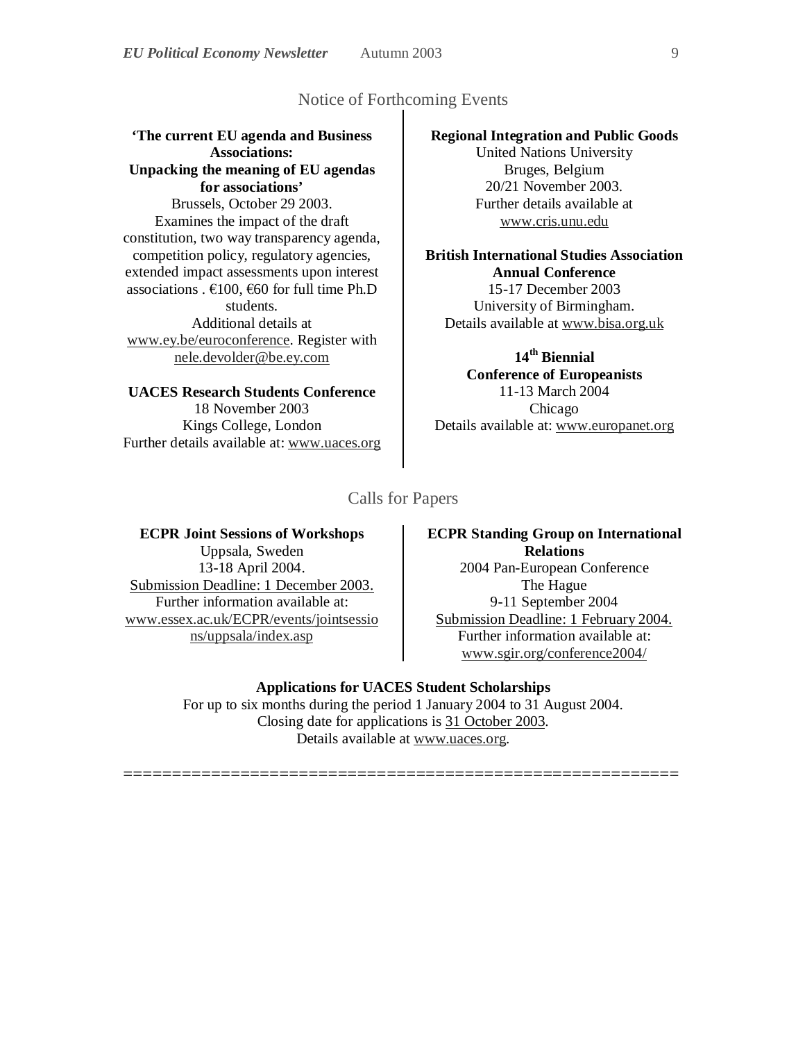## Notice of Forthcoming Events

**'The current EU agenda and Business Associations: Unpacking the meaning of EU agendas for associations'**
Brussels, October 29 2003.
Examines the impact of the draft constitution, two way transparency agenda, competition policy, regulatory agencies, extended impact assessments upon interest associations . €100, €60 for full time Ph.D students.
Additional details at www.ey.be/euroconference. Register with nele.devolder@be.ey.com

**UACES Research Students Conference**
18 November 2003
Kings College, London
Further details available at: www.uaces.org

**Regional Integration and Public Goods**
United Nations University
Bruges, Belgium
20/21 November 2003.
Further details available at www.cris.unu.edu

**British International Studies Association Annual Conference**
15-17 December 2003
University of Birmingham.
Details available at www.bisa.org.uk

**14th Biennial Conference of Europeanists**
11-13 March 2004
Chicago
Details available at: www.europanet.org

## Calls for Papers

**ECPR Joint Sessions of Workshops**
Uppsala, Sweden
13-18 April 2004.
Submission Deadline: 1 December 2003.
Further information available at: www.essex.ac.uk/ECPR/events/jointsessions/uppsala/index.asp

**ECPR Standing Group on International Relations**
2004 Pan-European Conference
The Hague
9-11 September 2004
Submission Deadline: 1 February 2004.
Further information available at: www.sgir.org/conference2004/

**Applications for UACES Student Scholarships**
For up to six months during the period 1 January 2004 to 31 August 2004.
Closing date for applications is 31 October 2003.
Details available at www.uaces.org.

========================================================